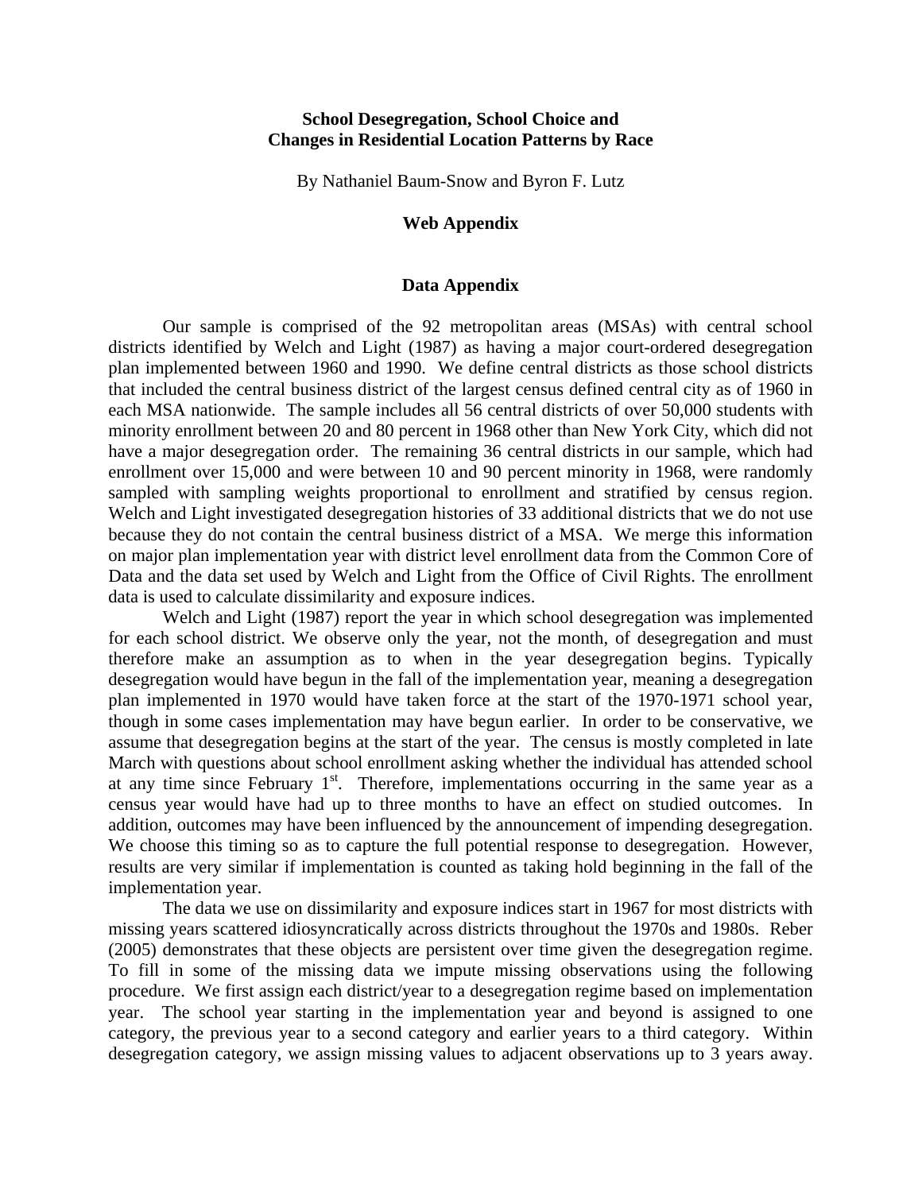**School Desegregation, School Choice and Changes in Residential Location Patterns by Race**

By Nathaniel Baum-Snow and Byron F. Lutz

**Web Appendix**

**Data Appendix**

Our sample is comprised of the 92 metropolitan areas (MSAs) with central school districts identified by Welch and Light (1987) as having a major court-ordered desegregation plan implemented between 1960 and 1990. We define central districts as those school districts that included the central business district of the largest census defined central city as of 1960 in each MSA nationwide. The sample includes all 56 central districts of over 50,000 students with minority enrollment between 20 and 80 percent in 1968 other than New York City, which did not have a major desegregation order. The remaining 36 central districts in our sample, which had enrollment over 15,000 and were between 10 and 90 percent minority in 1968, were randomly sampled with sampling weights proportional to enrollment and stratified by census region. Welch and Light investigated desegregation histories of 33 additional districts that we do not use because they do not contain the central business district of a MSA. We merge this information on major plan implementation year with district level enrollment data from the Common Core of Data and the data set used by Welch and Light from the Office of Civil Rights. The enrollment data is used to calculate dissimilarity and exposure indices.

Welch and Light (1987) report the year in which school desegregation was implemented for each school district. We observe only the year, not the month, of desegregation and must therefore make an assumption as to when in the year desegregation begins. Typically desegregation would have begun in the fall of the implementation year, meaning a desegregation plan implemented in 1970 would have taken force at the start of the 1970-1971 school year, though in some cases implementation may have begun earlier. In order to be conservative, we assume that desegregation begins at the start of the year. The census is mostly completed in late March with questions about school enrollment asking whether the individual has attended school at any time since February 1st. Therefore, implementations occurring in the same year as a census year would have had up to three months to have an effect on studied outcomes. In addition, outcomes may have been influenced by the announcement of impending desegregation. We choose this timing so as to capture the full potential response to desegregation. However, results are very similar if implementation is counted as taking hold beginning in the fall of the implementation year.

The data we use on dissimilarity and exposure indices start in 1967 for most districts with missing years scattered idiosyncratically across districts throughout the 1970s and 1980s. Reber (2005) demonstrates that these objects are persistent over time given the desegregation regime. To fill in some of the missing data we impute missing observations using the following procedure. We first assign each district/year to a desegregation regime based on implementation year. The school year starting in the implementation year and beyond is assigned to one category, the previous year to a second category and earlier years to a third category. Within desegregation category, we assign missing values to adjacent observations up to 3 years away.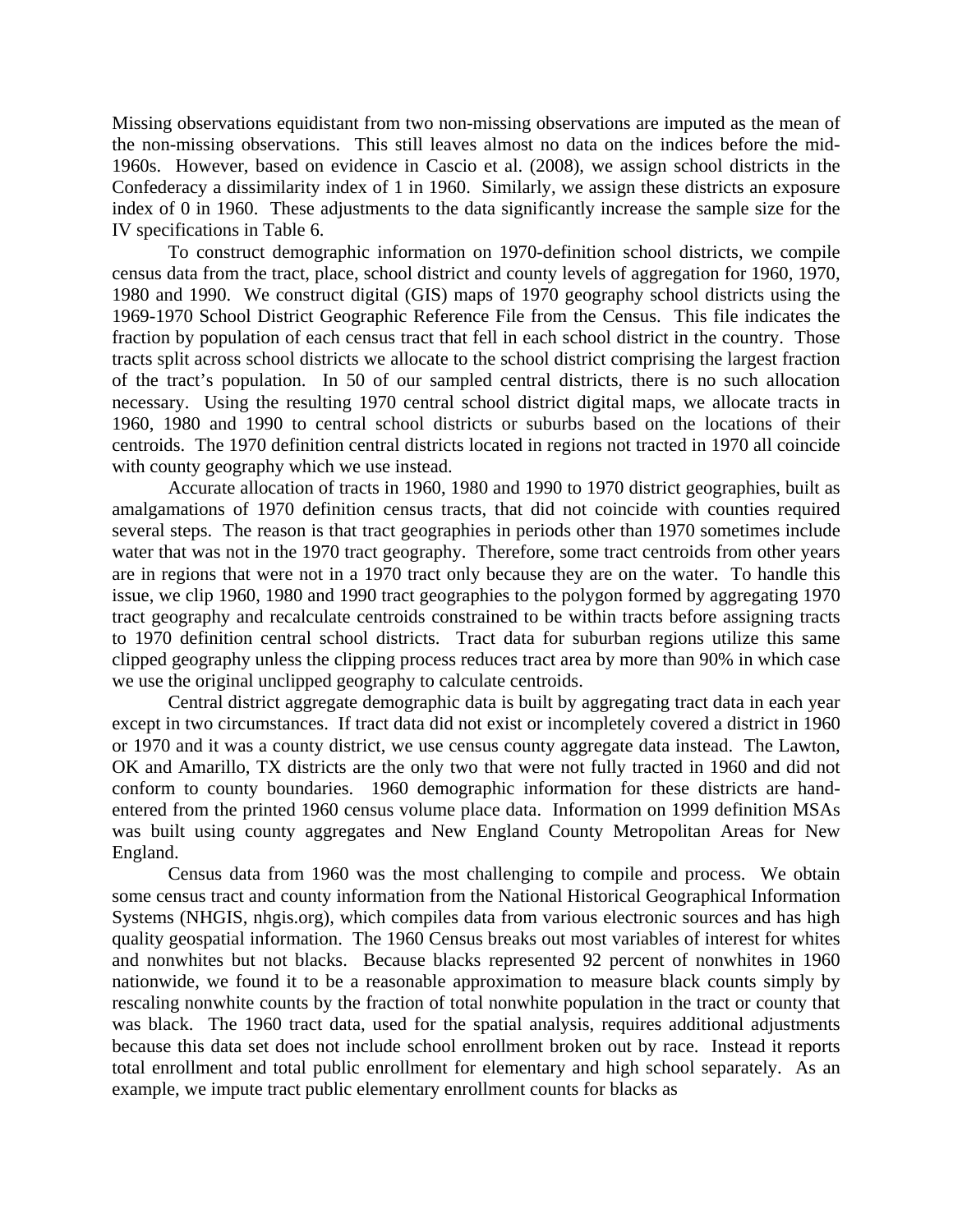Missing observations equidistant from two non-missing observations are imputed as the mean of the non-missing observations. This still leaves almost no data on the indices before the mid-1960s. However, based on evidence in Cascio et al. (2008), we assign school districts in the Confederacy a dissimilarity index of 1 in 1960. Similarly, we assign these districts an exposure index of 0 in 1960. These adjustments to the data significantly increase the sample size for the IV specifications in Table 6.

To construct demographic information on 1970-definition school districts, we compile census data from the tract, place, school district and county levels of aggregation for 1960, 1970, 1980 and 1990. We construct digital (GIS) maps of 1970 geography school districts using the 1969-1970 School District Geographic Reference File from the Census. This file indicates the fraction by population of each census tract that fell in each school district in the country. Those tracts split across school districts we allocate to the school district comprising the largest fraction of the tract's population. In 50 of our sampled central districts, there is no such allocation necessary. Using the resulting 1970 central school district digital maps, we allocate tracts in 1960, 1980 and 1990 to central school districts or suburbs based on the locations of their centroids. The 1970 definition central districts located in regions not tracted in 1970 all coincide with county geography which we use instead.

Accurate allocation of tracts in 1960, 1980 and 1990 to 1970 district geographies, built as amalgamations of 1970 definition census tracts, that did not coincide with counties required several steps. The reason is that tract geographies in periods other than 1970 sometimes include water that was not in the 1970 tract geography. Therefore, some tract centroids from other years are in regions that were not in a 1970 tract only because they are on the water. To handle this issue, we clip 1960, 1980 and 1990 tract geographies to the polygon formed by aggregating 1970 tract geography and recalculate centroids constrained to be within tracts before assigning tracts to 1970 definition central school districts. Tract data for suburban regions utilize this same clipped geography unless the clipping process reduces tract area by more than 90% in which case we use the original unclipped geography to calculate centroids.

Central district aggregate demographic data is built by aggregating tract data in each year except in two circumstances. If tract data did not exist or incompletely covered a district in 1960 or 1970 and it was a county district, we use census county aggregate data instead. The Lawton, OK and Amarillo, TX districts are the only two that were not fully tracted in 1960 and did not conform to county boundaries. 1960 demographic information for these districts are hand-entered from the printed 1960 census volume place data. Information on 1999 definition MSAs was built using county aggregates and New England County Metropolitan Areas for New England.

Census data from 1960 was the most challenging to compile and process. We obtain some census tract and county information from the National Historical Geographical Information Systems (NHGIS, nhgis.org), which compiles data from various electronic sources and has high quality geospatial information. The 1960 Census breaks out most variables of interest for whites and nonwhites but not blacks. Because blacks represented 92 percent of nonwhites in 1960 nationwide, we found it to be a reasonable approximation to measure black counts simply by rescaling nonwhite counts by the fraction of total nonwhite population in the tract or county that was black. The 1960 tract data, used for the spatial analysis, requires additional adjustments because this data set does not include school enrollment broken out by race. Instead it reports total enrollment and total public enrollment for elementary and high school separately. As an example, we impute tract public elementary enrollment counts for blacks as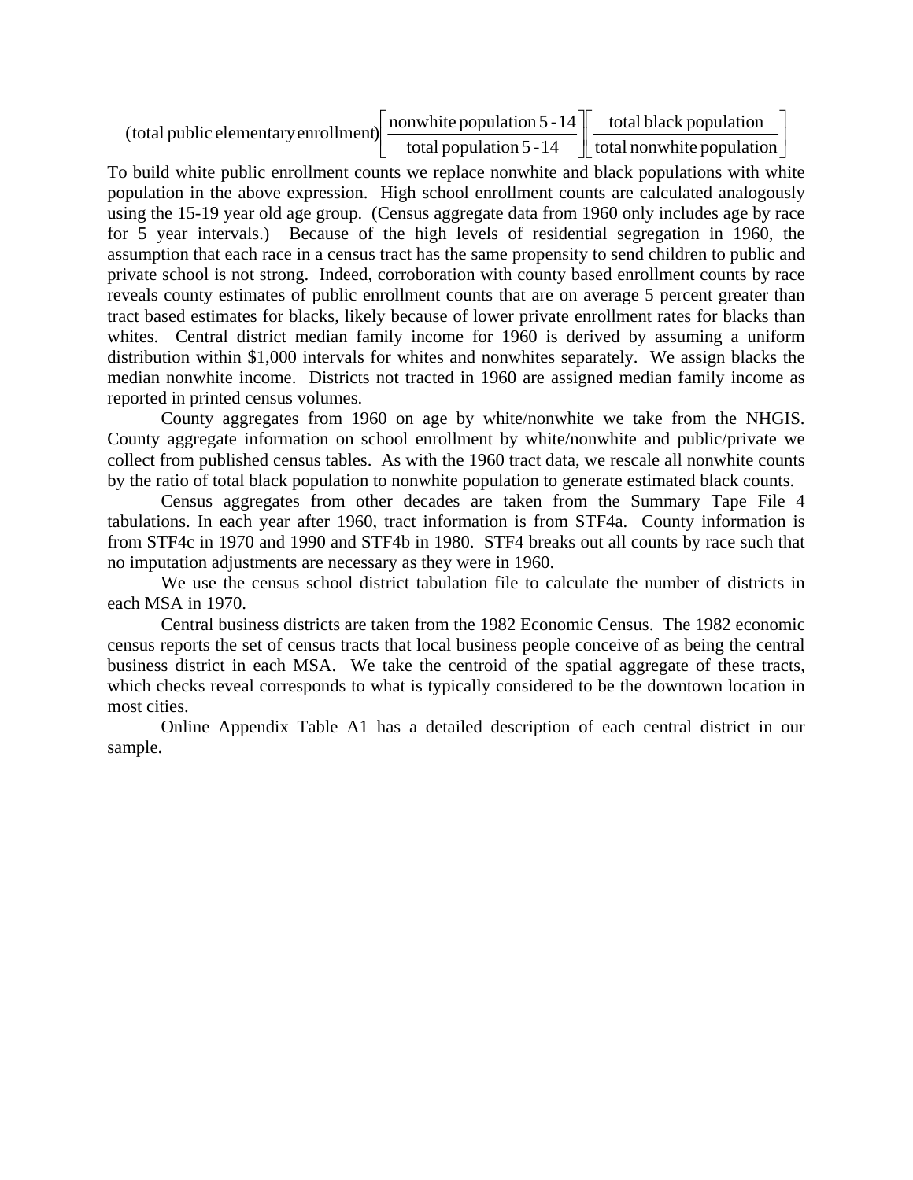$$(\text{total public elementary enrollment})\left[\frac{\text{nonwhite population 5-14}}{\text{total population 5-14}}\right]\left[\frac{\text{total black population}}{\text{total nonwhite population}}\right]$$

To build white public enrollment counts we replace nonwhite and black populations with white population in the above expression. High school enrollment counts are calculated analogously using the 15-19 year old age group. (Census aggregate data from 1960 only includes age by race for 5 year intervals.) Because of the high levels of residential segregation in 1960, the assumption that each race in a census tract has the same propensity to send children to public and private school is not strong. Indeed, corroboration with county based enrollment counts by race reveals county estimates of public enrollment counts that are on average 5 percent greater than tract based estimates for blacks, likely because of lower private enrollment rates for blacks than whites. Central district median family income for 1960 is derived by assuming a uniform distribution within $1,000 intervals for whites and nonwhites separately. We assign blacks the median nonwhite income. Districts not tracted in 1960 are assigned median family income as reported in printed census volumes.

County aggregates from 1960 on age by white/nonwhite we take from the NHGIS. County aggregate information on school enrollment by white/nonwhite and public/private we collect from published census tables. As with the 1960 tract data, we rescale all nonwhite counts by the ratio of total black population to nonwhite population to generate estimated black counts.

Census aggregates from other decades are taken from the Summary Tape File 4 tabulations. In each year after 1960, tract information is from STF4a. County information is from STF4c in 1970 and 1990 and STF4b in 1980. STF4 breaks out all counts by race such that no imputation adjustments are necessary as they were in 1960.

We use the census school district tabulation file to calculate the number of districts in each MSA in 1970.

Central business districts are taken from the 1982 Economic Census. The 1982 economic census reports the set of census tracts that local business people conceive of as being the central business district in each MSA. We take the centroid of the spatial aggregate of these tracts, which checks reveal corresponds to what is typically considered to be the downtown location in most cities.

Online Appendix Table A1 has a detailed description of each central district in our sample.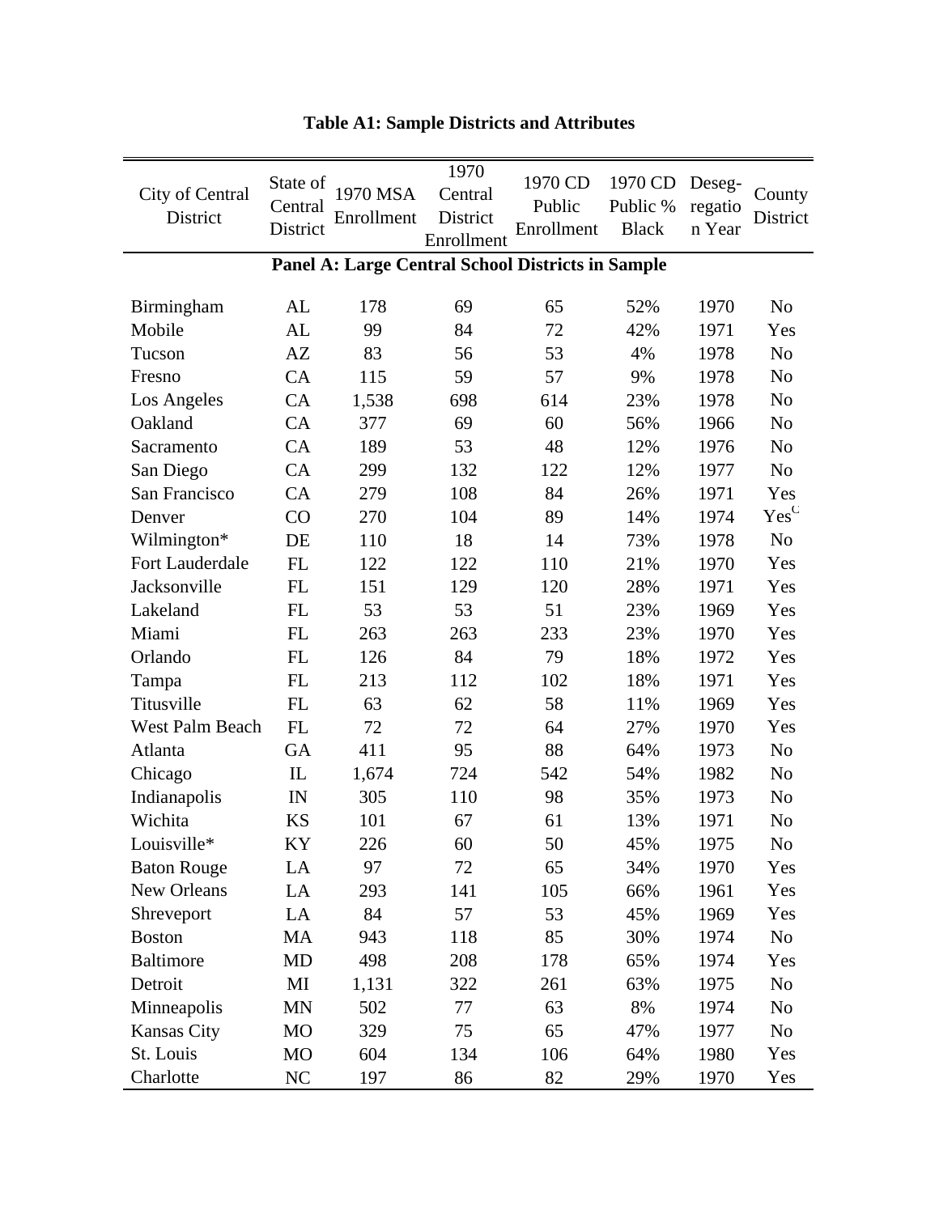**Table A1: Sample Districts and Attributes**

| City of Central District | State of Central District | 1970 MSA Enrollment | 1970 Central District Enrollment | 1970 CD Public Enrollment | 1970 CD Public % Black | Deseg-regation Year | County District |
|---|---|---|---|---|---|---|---|
| **Panel A: Large Central School Districts in Sample** | | | | | | | |
| Birmingham | AL | 178 | 69 | 65 | 52% | 1970 | No |
| Mobile | AL | 99 | 84 | 72 | 42% | 1971 | Yes |
| Tucson | AZ | 83 | 56 | 53 | 4% | 1978 | No |
| Fresno | CA | 115 | 59 | 57 | 9% | 1978 | No |
| Los Angeles | CA | 1,538 | 698 | 614 | 23% | 1978 | No |
| Oakland | CA | 377 | 69 | 60 | 56% | 1966 | No |
| Sacramento | CA | 189 | 53 | 48 | 12% | 1976 | No |
| San Diego | CA | 299 | 132 | 122 | 12% | 1977 | No |
| San Francisco | CA | 279 | 108 | 84 | 26% | 1971 | Yes |
| Denver | CO | 270 | 104 | 89 | 14% | 1974 | Yes[C] |
| Wilmington* | DE | 110 | 18 | 14 | 73% | 1978 | No |
| Fort Lauderdale | FL | 122 | 122 | 110 | 21% | 1970 | Yes |
| Jacksonville | FL | 151 | 129 | 120 | 28% | 1971 | Yes |
| Lakeland | FL | 53 | 53 | 51 | 23% | 1969 | Yes |
| Miami | FL | 263 | 263 | 233 | 23% | 1970 | Yes |
| Orlando | FL | 126 | 84 | 79 | 18% | 1972 | Yes |
| Tampa | FL | 213 | 112 | 102 | 18% | 1971 | Yes |
| Titusville | FL | 63 | 62 | 58 | 11% | 1969 | Yes |
| West Palm Beach | FL | 72 | 72 | 64 | 27% | 1970 | Yes |
| Atlanta | GA | 411 | 95 | 88 | 64% | 1973 | No |
| Chicago | IL | 1,674 | 724 | 542 | 54% | 1982 | No |
| Indianapolis | IN | 305 | 110 | 98 | 35% | 1973 | No |
| Wichita | KS | 101 | 67 | 61 | 13% | 1971 | No |
| Louisville* | KY | 226 | 60 | 50 | 45% | 1975 | No |
| Baton Rouge | LA | 97 | 72 | 65 | 34% | 1970 | Yes |
| New Orleans | LA | 293 | 141 | 105 | 66% | 1961 | Yes |
| Shreveport | LA | 84 | 57 | 53 | 45% | 1969 | Yes |
| Boston | MA | 943 | 118 | 85 | 30% | 1974 | No |
| Baltimore | MD | 498 | 208 | 178 | 65% | 1974 | Yes |
| Detroit | MI | 1,131 | 322 | 261 | 63% | 1975 | No |
| Minneapolis | MN | 502 | 77 | 63 | 8% | 1974 | No |
| Kansas City | MO | 329 | 75 | 65 | 47% | 1977 | No |
| St. Louis | MO | 604 | 134 | 106 | 64% | 1980 | Yes |
| Charlotte | NC | 197 | 86 | 82 | 29% | 1970 | Yes |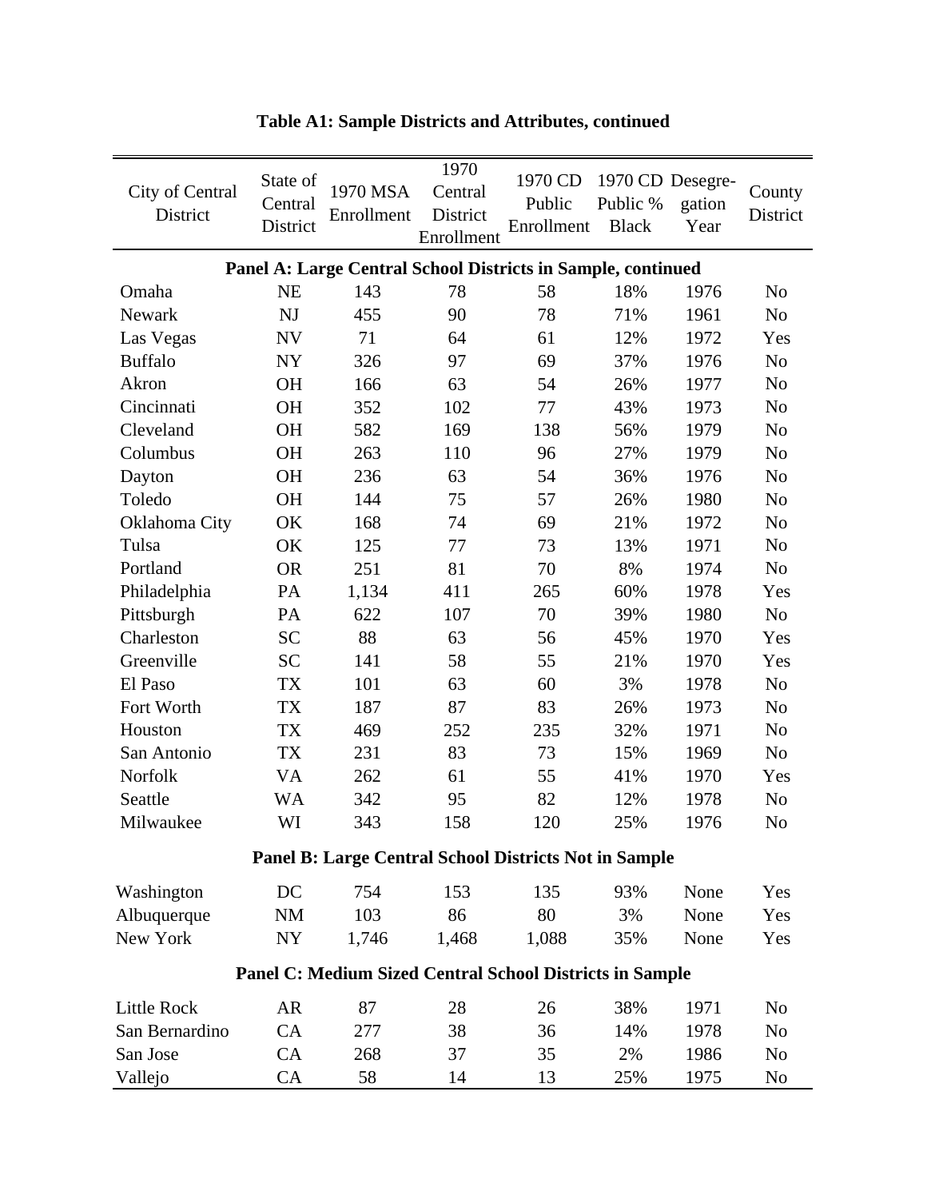**Table A1: Sample Districts and Attributes, continued**

| City of Central District | State of Central District | 1970 MSA Enrollment | 1970 Central District Enrollment | 1970 CD Public Enrollment | 1970 CD Public % Black | Desegregation Year | County District |
|---|---|---|---|---|---|---|---|
| **Panel A: Large Central School Districts in Sample, continued** | | | | | | | |
| Omaha | NE | 143 | 78 | 58 | 18% | 1976 | No |
| Newark | NJ | 455 | 90 | 78 | 71% | 1961 | No |
| Las Vegas | NV | 71 | 64 | 61 | 12% | 1972 | Yes |
| Buffalo | NY | 326 | 97 | 69 | 37% | 1976 | No |
| Akron | OH | 166 | 63 | 54 | 26% | 1977 | No |
| Cincinnati | OH | 352 | 102 | 77 | 43% | 1973 | No |
| Cleveland | OH | 582 | 169 | 138 | 56% | 1979 | No |
| Columbus | OH | 263 | 110 | 96 | 27% | 1979 | No |
| Dayton | OH | 236 | 63 | 54 | 36% | 1976 | No |
| Toledo | OH | 144 | 75 | 57 | 26% | 1980 | No |
| Oklahoma City | OK | 168 | 74 | 69 | 21% | 1972 | No |
| Tulsa | OK | 125 | 77 | 73 | 13% | 1971 | No |
| Portland | OR | 251 | 81 | 70 | 8% | 1974 | No |
| Philadelphia | PA | 1,134 | 411 | 265 | 60% | 1978 | Yes |
| Pittsburgh | PA | 622 | 107 | 70 | 39% | 1980 | No |
| Charleston | SC | 88 | 63 | 56 | 45% | 1970 | Yes |
| Greenville | SC | 141 | 58 | 55 | 21% | 1970 | Yes |
| El Paso | TX | 101 | 63 | 60 | 3% | 1978 | No |
| Fort Worth | TX | 187 | 87 | 83 | 26% | 1973 | No |
| Houston | TX | 469 | 252 | 235 | 32% | 1971 | No |
| San Antonio | TX | 231 | 83 | 73 | 15% | 1969 | No |
| Norfolk | VA | 262 | 61 | 55 | 41% | 1970 | Yes |
| Seattle | WA | 342 | 95 | 82 | 12% | 1978 | No |
| Milwaukee | WI | 343 | 158 | 120 | 25% | 1976 | No |
| **Panel B: Large Central School Districts Not in Sample** | | | | | | | |
| Washington | DC | 754 | 153 | 135 | 93% | None | Yes |
| Albuquerque | NM | 103 | 86 | 80 | 3% | None | Yes |
| New York | NY | 1,746 | 1,468 | 1,088 | 35% | None | Yes |
| **Panel C: Medium Sized Central School Districts in Sample** | | | | | | | |
| Little Rock | AR | 87 | 28 | 26 | 38% | 1971 | No |
| San Bernardino | CA | 277 | 38 | 36 | 14% | 1978 | No |
| San Jose | CA | 268 | 37 | 35 | 2% | 1986 | No |
| Vallejo | CA | 58 | 14 | 13 | 25% | 1975 | No |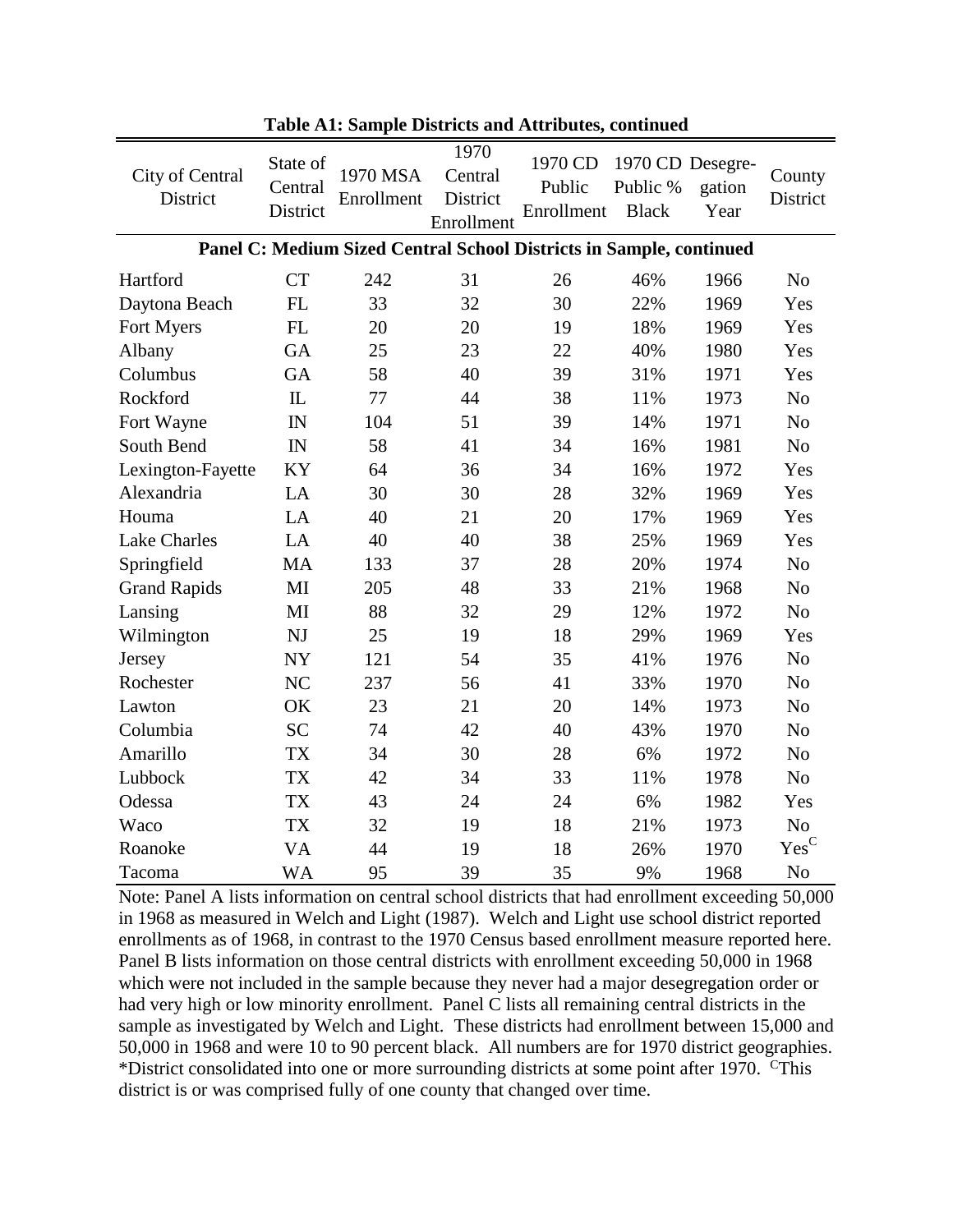**Table A1: Sample Districts and Attributes, continued**

| City of Central District | State of Central District | 1970 MSA Enrollment | 1970 Central District Enrollment | 1970 CD Public Enrollment | 1970 CD Public % Black | Desegre-gation Year | County District |
|---|---|---|---|---|---|---|---|
| **Panel C: Medium Sized Central School Districts in Sample, continued** | | | | | | | |
| Hartford | CT | 242 | 31 | 26 | 46% | 1966 | No |
| Daytona Beach | FL | 33 | 32 | 30 | 22% | 1969 | Yes |
| Fort Myers | FL | 20 | 20 | 19 | 18% | 1969 | Yes |
| Albany | GA | 25 | 23 | 22 | 40% | 1980 | Yes |
| Columbus | GA | 58 | 40 | 39 | 31% | 1971 | Yes |
| Rockford | IL | 77 | 44 | 38 | 11% | 1973 | No |
| Fort Wayne | IN | 104 | 51 | 39 | 14% | 1971 | No |
| South Bend | IN | 58 | 41 | 34 | 16% | 1981 | No |
| Lexington-Fayette | KY | 64 | 36 | 34 | 16% | 1972 | Yes |
| Alexandria | LA | 30 | 30 | 28 | 32% | 1969 | Yes |
| Houma | LA | 40 | 21 | 20 | 17% | 1969 | Yes |
| Lake Charles | LA | 40 | 40 | 38 | 25% | 1969 | Yes |
| Springfield | MA | 133 | 37 | 28 | 20% | 1974 | No |
| Grand Rapids | MI | 205 | 48 | 33 | 21% | 1968 | No |
| Lansing | MI | 88 | 32 | 29 | 12% | 1972 | No |
| Wilmington | NJ | 25 | 19 | 18 | 29% | 1969 | Yes |
| Jersey | NY | 121 | 54 | 35 | 41% | 1976 | No |
| Rochester | NC | 237 | 56 | 41 | 33% | 1970 | No |
| Lawton | OK | 23 | 21 | 20 | 14% | 1973 | No |
| Columbia | SC | 74 | 42 | 40 | 43% | 1970 | No |
| Amarillo | TX | 34 | 30 | 28 | 6% | 1972 | No |
| Lubbock | TX | 42 | 34 | 33 | 11% | 1978 | No |
| Odessa | TX | 43 | 24 | 24 | 6% | 1982 | Yes |
| Waco | TX | 32 | 19 | 18 | 21% | 1973 | No |
| Roanoke | VA | 44 | 19 | 18 | 26% | 1970 | Yes[C] |
| Tacoma | WA | 95 | 39 | 35 | 9% | 1968 | No |

Note: Panel A lists information on central school districts that had enrollment exceeding 50,000 in 1968 as measured in Welch and Light (1987). Welch and Light use school district reported enrollments as of 1968, in contrast to the 1970 Census based enrollment measure reported here. Panel B lists information on those central districts with enrollment exceeding 50,000 in 1968 which were not included in the sample because they never had a major desegregation order or had very high or low minority enrollment. Panel C lists all remaining central districts in the sample as investigated by Welch and Light. These districts had enrollment between 15,000 and 50,000 in 1968 and were 10 to 90 percent black. All numbers are for 1970 district geographies. *District consolidated into one or more surrounding districts at some point after 1970. [C]This district is or was comprised fully of one county that changed over time.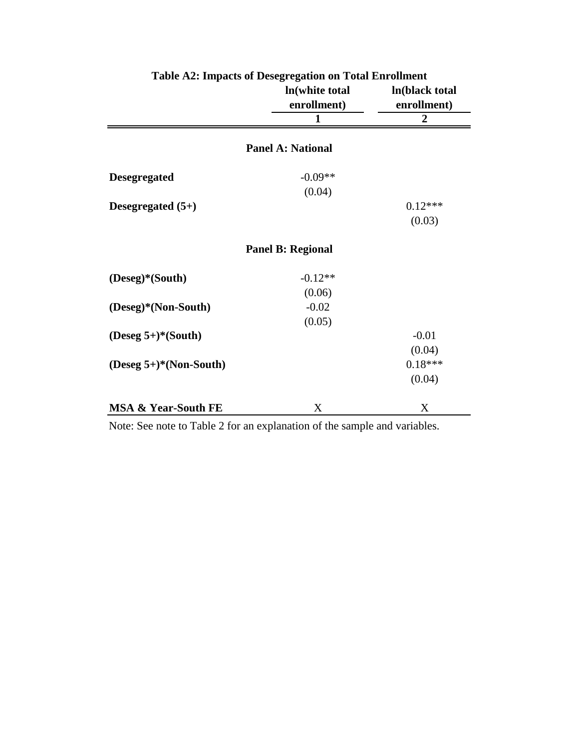**Table A2: Impacts of Desegregation on Total Enrollment**

| | ln(white total enrollment) | ln(black total enrollment) |
|---|---|---|
| | **1** | **2** |
| **Panel A: National** | | |
| **Desegregated** | -0.09** | |
| | (0.04) | |
| **Desegregated (5+)** | | 0.12*** |
| | | (0.03) |
| **Panel B: Regional** | | |
| **(Deseg)*(South)** | -0.12** | |
| | (0.06) | |
| **(Deseg)*(Non-South)** | -0.02 | |
| | (0.05) | |
| **(Deseg 5+)*(South)** | | -0.01 |
| | | (0.04) |
| **(Deseg 5+)*(Non-South)** | | 0.18*** |
| | | (0.04) |
| **MSA & Year-South FE** | X | X |

Note: See note to Table 2 for an explanation of the sample and variables.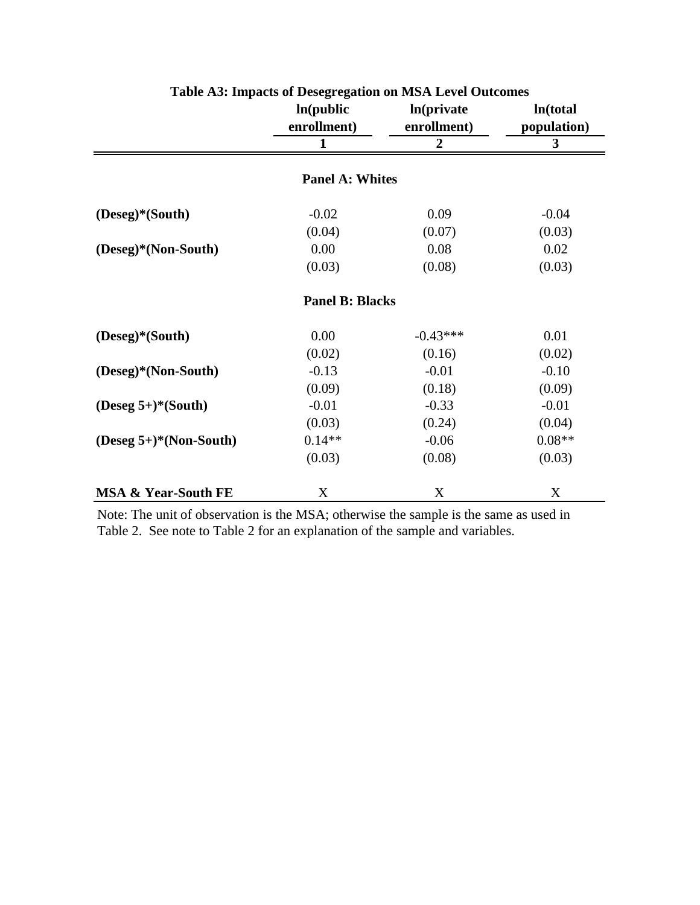**Table A3: Impacts of Desegregation on MSA Level Outcomes**

| | ln(public enrollment) | ln(private enrollment) | ln(total population) |
|---|---|---|---|
| | 1 | 2 | 3 |
| | **Panel A: Whites** | | |
| **(Deseg)*(South)** | -0.02 | 0.09 | -0.04 |
| | (0.04) | (0.07) | (0.03) |
| **(Deseg)*(Non-South)** | 0.00 | 0.08 | 0.02 |
| | (0.03) | (0.08) | (0.03) |
| | **Panel B: Blacks** | | |
| **(Deseg)*(South)** | 0.00 | -0.43*** | 0.01 |
| | (0.02) | (0.16) | (0.02) |
| **(Deseg)*(Non-South)** | -0.13 | -0.01 | -0.10 |
| | (0.09) | (0.18) | (0.09) |
| **(Deseg 5+)*(South)** | -0.01 | -0.33 | -0.01 |
| | (0.03) | (0.24) | (0.04) |
| **(Deseg 5+)*(Non-South)** | 0.14** | -0.06 | 0.08** |
| | (0.03) | (0.08) | (0.03) |
| **MSA & Year-South FE** | X | X | X |

Note: The unit of observation is the MSA; otherwise the sample is the same as used in Table 2. See note to Table 2 for an explanation of the sample and variables.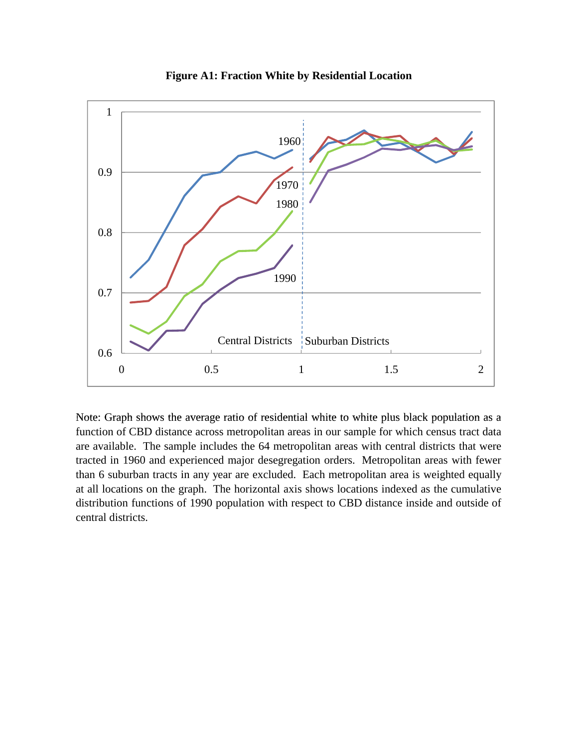**Figure A1: Fraction White by Residential Location**

Note: Graph shows the average ratio of residential white to white plus black population as a function of CBD distance across metropolitan areas in our sample for which census tract data are available. The sample includes the 64 metropolitan areas with central districts that were tracted in 1960 and experienced major desegregation orders. Metropolitan areas with fewer than 6 suburban tracts in any year are excluded. Each metropolitan area is weighted equally at all locations on the graph. The horizontal axis shows locations indexed as the cumulative distribution functions of 1990 population with respect to CBD distance inside and outside of central districts.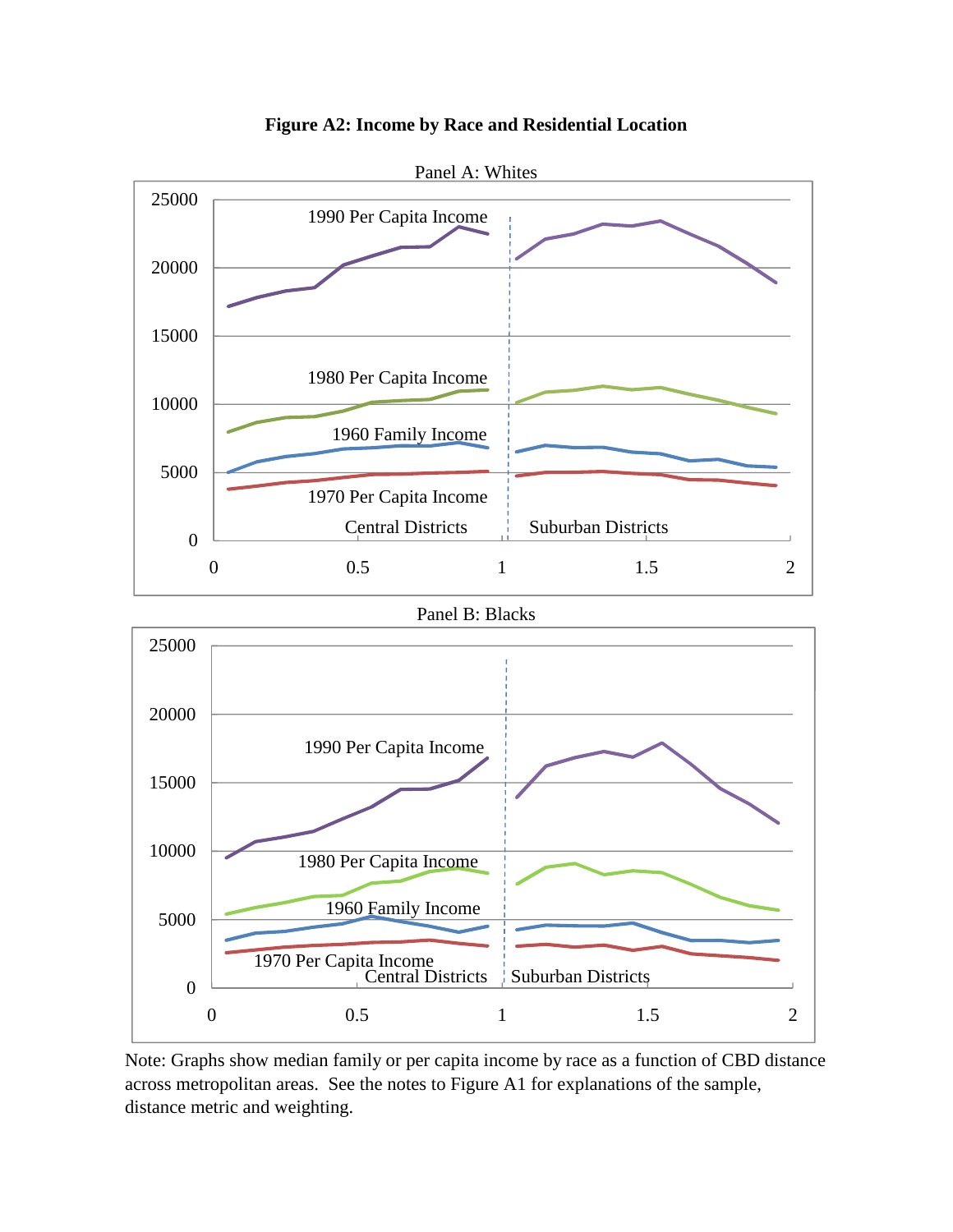**Figure A2: Income by Race and Residential Location**

Panel A: Whites

25000
20000
15000
10000
5000
0

0
0.5
1
1.5
2

1990 Per Capita Income
1980 Per Capita Income
1960 Family Income
1970 Per Capita Income
Central Districts
Suburban Districts

Panel B: Blacks

25000
20000
15000
10000
5000
0

0
0.5
1
1.5
2

1990 Per Capita Income
1980 Per Capita Income
1960 Family Income
1970 Per Capita Income
Central Districts
Suburban Districts

Note: Graphs show median family or per capita income by race as a function of CBD distance across metropolitan areas. See the notes to Figure A1 for explanations of the sample, distance metric and weighting.